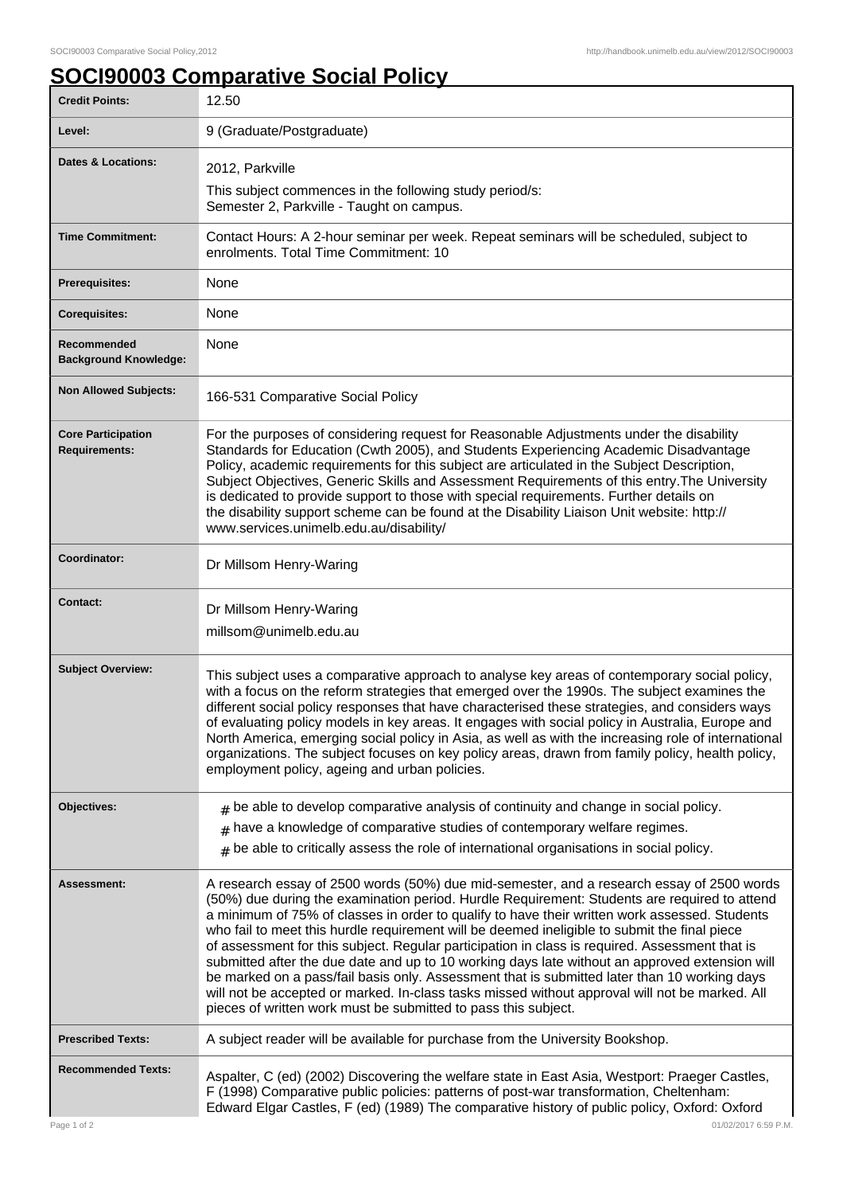# SOCI90003 Comparative Social Policy

| | |
|---|---|
| **Credit Points:** | 12.50 |
| **Level:** | 9 (Graduate/Postgraduate) |
| **Dates & Locations:** | 2012, Parkville<br>This subject commences in the following study period/s:<br>Semester 2, Parkville - Taught on campus. |
| **Time Commitment:** | Contact Hours: A 2-hour seminar per week. Repeat seminars will be scheduled, subject to enrolments. Total Time Commitment: 10 |
| **Prerequisites:** | None |
| **Corequisites:** | None |
| **Recommended Background Knowledge:** | None |
| **Non Allowed Subjects:** | 166-531 Comparative Social Policy |
| **Core Participation Requirements:** | For the purposes of considering request for Reasonable Adjustments under the disability Standards for Education (Cwth 2005), and Students Experiencing Academic Disadvantage Policy, academic requirements for this subject are articulated in the Subject Description, Subject Objectives, Generic Skills and Assessment Requirements of this entry.The University is dedicated to provide support to those with special requirements. Further details on the disability support scheme can be found at the Disability Liaison Unit website: http://www.services.unimelb.edu.au/disability/ |
| **Coordinator:** | Dr Millsom Henry-Waring |
| **Contact:** | Dr Millsom Henry-Waring<br>millsom@unimelb.edu.au |
| **Subject Overview:** | This subject uses a comparative approach to analyse key areas of contemporary social policy, with a focus on the reform strategies that emerged over the 1990s. The subject examines the different social policy responses that have characterised these strategies, and considers ways of evaluating policy models in key areas. It engages with social policy in Australia, Europe and North America, emerging social policy in Asia, as well as with the increasing role of international organizations. The subject focuses on key policy areas, drawn from family policy, health policy, employment policy, ageing and urban policies. |
| **Objectives:** | # be able to develop comparative analysis of continuity and change in social policy.<br># have a knowledge of comparative studies of contemporary welfare regimes.<br># be able to critically assess the role of international organisations in social policy. |
| **Assessment:** | A research essay of 2500 words (50%) due mid-semester, and a research essay of 2500 words (50%) due during the examination period. Hurdle Requirement: Students are required to attend a minimum of 75% of classes in order to qualify to have their written work assessed. Students who fail to meet this hurdle requirement will be deemed ineligible to submit the final piece of assessment for this subject. Regular participation in class is required. Assessment that is submitted after the due date and up to 10 working days late without an approved extension will be marked on a pass/fail basis only. Assessment that is submitted later than 10 working days will not be accepted or marked. In-class tasks missed without approval will not be marked. All pieces of written work must be submitted to pass this subject. |
| **Prescribed Texts:** | A subject reader will be available for purchase from the University Bookshop. |
| **Recommended Texts:** | Aspalter, C (ed) (2002) Discovering the welfare state in East Asia, Westport: Praeger Castles, F (1998) Comparative public policies: patterns of post-war transformation, Cheltenham: Edward Elgar Castles, F (ed) (1989) The comparative history of public policy, Oxford: Oxford |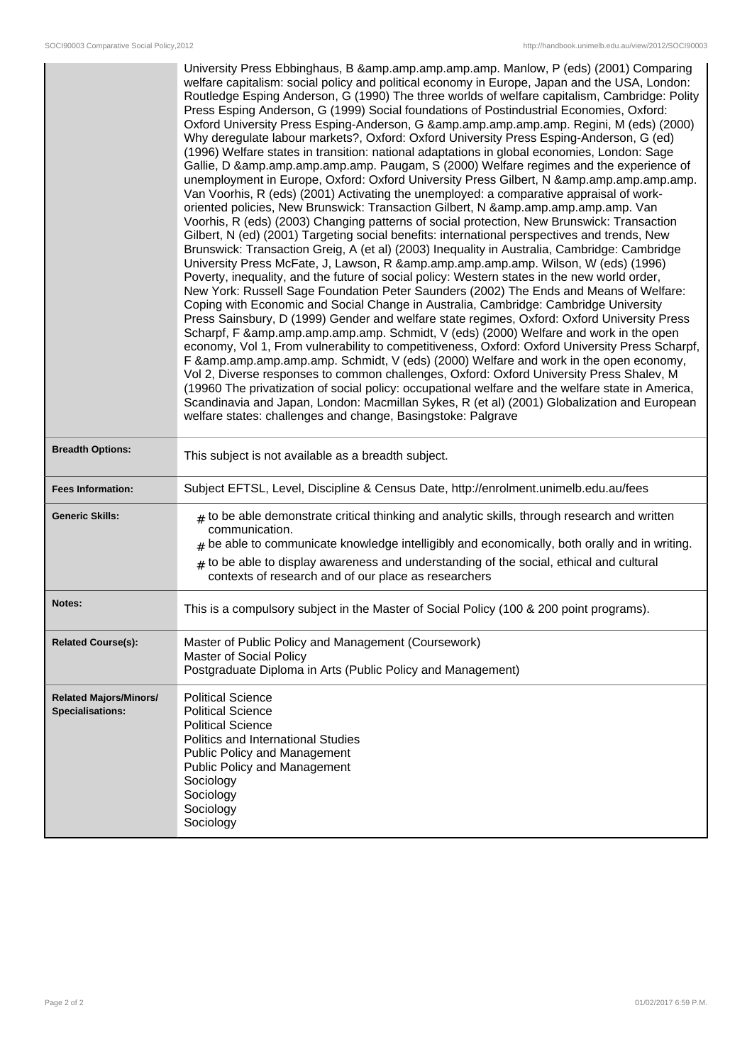| | |
|---|---|
| | University Press Ebbinghaus, B &amp.amp.amp.amp.amp. Manlow, P (eds) (2001) Comparing welfare capitalism: social policy and political economy in Europe, Japan and the USA, London: Routledge Esping Anderson, G (1990) The three worlds of welfare capitalism, Cambridge: Polity Press Esping Anderson, G (1999) Social foundations of Postindustrial Economies, Oxford: Oxford University Press Esping-Anderson, G &amp.amp.amp.amp.amp. Regini, M (eds) (2000) Why deregulate labour markets?, Oxford: Oxford University Press Esping-Anderson, G (ed) (1996) Welfare states in transition: national adaptations in global economies, London: Sage Gallie, D &amp.amp.amp.amp.amp. Paugam, S (2000) Welfare regimes and the experience of unemployment in Europe, Oxford: Oxford University Press Gilbert, N &amp.amp.amp.amp.amp. Van Voorhis, R (eds) (2001) Activating the unemployed: a comparative appraisal of work-oriented policies, New Brunswick: Transaction Gilbert, N &amp.amp.amp.amp.amp. Van Voorhis, R (eds) (2003) Changing patterns of social protection, New Brunswick: Transaction Gilbert, N (ed) (2001) Targeting social benefits: international perspectives and trends, New Brunswick: Transaction Greig, A (et al) (2003) Inequality in Australia, Cambridge: Cambridge University Press McFate, J, Lawson, R &amp.amp.amp.amp.amp. Wilson, W (eds) (1996) Poverty, inequality, and the future of social policy: Western states in the new world order, New York: Russell Sage Foundation Peter Saunders (2002) The Ends and Means of Welfare: Coping with Economic and Social Change in Australia, Cambridge: Cambridge University Press Sainsbury, D (1999) Gender and welfare state regimes, Oxford: Oxford University Press Scharpf, F &amp.amp.amp.amp.amp. Schmidt, V (eds) (2000) Welfare and work in the open economy, Vol 1, From vulnerability to competitiveness, Oxford: Oxford University Press Scharpf, F &amp.amp.amp.amp.amp. Schmidt, V (eds) (2000) Welfare and work in the open economy, Vol 2, Diverse responses to common challenges, Oxford: Oxford University Press Shalev, M (19960 The privatization of social policy: occupational welfare and the welfare state in America, Scandinavia and Japan, London: Macmillan Sykes, R (et al) (2001) Globalization and European welfare states: challenges and change, Basingstoke: Palgrave |
| **Breadth Options:** | This subject is not available as a breadth subject. |
| **Fees Information:** | Subject EFTSL, Level, Discipline & Census Date, http://enrolment.unimelb.edu.au/fees |
| **Generic Skills:** | # to be able demonstrate critical thinking and analytic skills, through research and written communication.<br># be able to communicate knowledge intelligibly and economically, both orally and in writing.<br># to be able to display awareness and understanding of the social, ethical and cultural contexts of research and of our place as researchers |
| **Notes:** | This is a compulsory subject in the Master of Social Policy (100 & 200 point programs). |
| **Related Course(s):** | Master of Public Policy and Management (Coursework)<br>Master of Social Policy<br>Postgraduate Diploma in Arts (Public Policy and Management) |
| **Related Majors/Minors/ Specialisations:** | Political Science<br>Political Science<br>Political Science<br>Politics and International Studies<br>Public Policy and Management<br>Public Policy and Management<br>Sociology<br>Sociology<br>Sociology<br>Sociology |